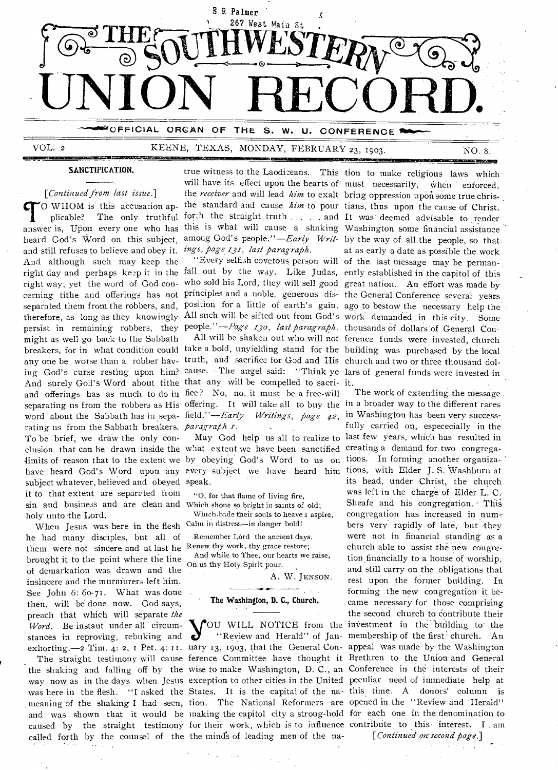E R Palmer
267 West Main St

# THE SOUTHWESTERN UNION RECORD.

OFFICIAL ORGAN OF THE S. W. U. CONFERENCE

VOL. 2 KEENE, TEXAS, MONDAY, FEBRUARY 23, 1903. NO. 8.

## SANCTIFICATION.

[*Continued from last issue.*]

TO WHOM is this accusation applicable? The only truthful answer is, Upon every one who has heard God's Word on this subject, and still refuses to believe and obey it. And although such may keep the right day and perhaps keep it in the right way, yet the word of God concerning tithe and offerings has not separated them from the robbers, and, therefore, as long as they knowingly persist in remaining robbers, they might as well go back to the Sabbath breakers, for in what condition could any one be worse than a robber having God's curse resting upon him? And surely God's Word about tithe and offerings has as much to do in separating us from the robbers as His word about the Sabbath has in separating us from the Sabbath breakers. To be brief, we draw the only conclusion that can be drawn inside the limits of reason that to the extent we have heard God's Word upon any subject whatever, believed and obeyed it to that extent are separated from sin and business and are clean and holy unto the Lord.

When Jesus was here in the flesh he had many disciples, but all of them were not sincere and at last he brought it to the point where the line of demarkation was drawn and the insincere and the murmurers left him. See John 6: 60-71. What was done then, will be done now. God says, preach that which will separate *the Word*. Be instant under all circumstances in reproving, rebuking and exhorting.—2 Tim. 4: 2, 1 Pet. 4: 11.

The straight testimony will cause the shaking and falling off by the way now as in the days when Jesus was here in the flesh. "I asked the meaning of the shaking I had seen, and was shown that it would be caused by the straight testimony called forth by the counsel of the true witness to the Laodiceans. This will have its effect upon the hearts of the *receiver* and will lead *him* to exalt the standard and cause *him* to pour forth the straight truth . . . . and this is what will cause a shaking among God's people."—*Early Writings, page 131, last paragraph.*

"Every selfish covetous person will fall out by the way. Like Judas, who sold his Lord, they will sell good principles and a noble, generous disposition for a little of earth's gain. All such will be sifted out from God's people."—*Page 130, last paragraph.*

All will be shaken out who will not take a bold, unyielding stand for the truth, and sacrifice for God and His cause. The angel said: "Think ye that any will be compelled to sacrifice? No, no, it must be a free-will offering. It will take all to buy the field."—*Early Writings, page 42, paragraph 1.*

May God help us all to realize to what extent we have been sanctified by obeying God's Word to us on every subject we have heard him speak.

> "O, for that flame of living fire,
> Which shone so bright in saints of old;
> Which bade their souls to heaven aspire,
> Calm in distress—in danger bold!
>
> Remember Lord the ancient days,
> Renew thy work, thy grace restore;
> And while to Thee, our hearts we raise,
> On us thy Holy Spirit pour.

A. W. JENSON.

## The Washington, D. C., Church.

YOU WILL NOTICE from the "Review and Herald" of January 13, 1903, that the General Conference Committee have thought it wise to make Washington, D. C., an exception to other cities in the United States. It is the capital of the nation. The National Reformers are making the capitol city a strong-hold for their work, which is to influence the minds of leading men of the nation to make religious laws which must necessarily, when enforced, bring oppression upon some true christians, thus upon the cause of Christ. It was deemed advisable to render Washington some financial assistance by the way of all the people, so that at as early a date as possible the work of the last message may be permanently established in the capitol of this great nation. An effort was made by the General Conference several years ago to bestow the necessary help the work demanded in this city. Some thousands of dollars of General Conference funds were invested, church building was purchased by the local church and two or three thousand dollars of general funds were invested in it.

The work of extending the message in a broader way to the different races in Washington has been very successfully carried on, especcially in the last few years, which has resulted in creating a demand for two congregations. In forming another organizations, with Elder J. S. Washburn at its head, under Christ, the church was left in the charge of Elder L. C. Sheafe and his congregation. This congregation has increased in numbers very rapidly of late, but they were not in financial standing as a church able to assist the new congregation financially to a house of worship, and still carry on the obligations that rest upon the former building. In forming the new congregation it became necessary for those comprising the second church to contribute their investment in the building to the membership of the first church. An appeal was made by the Washington Brethren to the Union and General Conference in the interests of their peculiar need of immediate help at this time. A donors' column is opened in the "Review and Herald" for each one in the denomination to contribute to this interest. I am

[*Continued on second page.*]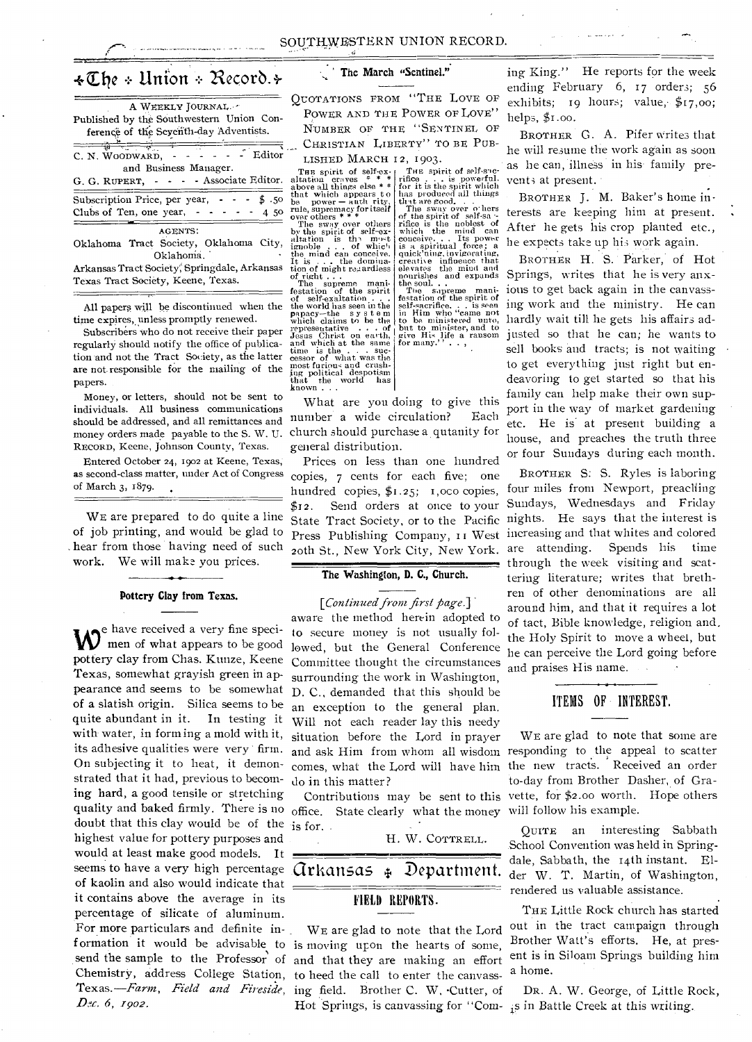# The Union Record.

A WEEKLY JOURNAL.

Published by the Southwestern Union Conference of the Seventh-day Adventists.

C. N. WOODWARD, - - - - - - Editor and Business Manager.

G. G. RUPERT, - - - - Associate Editor.

Subscription Price, per year, - - - $ .50
Clubs of Ten, one year, - - - - - 4 50

AGENTS:

Oklahoma Tract Society, Oklahoma City, Oklahoma.

Arkansas Tract Society, Springdale, Arkansas

Texas Tract Society, Keene, Texas.

All papers will be discontinued when the time expires, unless promptly renewed.

Subscribers who do not receive their paper regularly should notify the office of publication and not the Tract Society, as the latter are not responsible for the mailing of the papers.

Money, or letters, should not be sent to individuals. All business communications should be addressed, and all remittances and money orders made payable to the S. W. U. RECORD, Keene, Johnson County, Texas.

Entered October 24, 1902 at Keene, Texas, as second-class matter, under Act of Congress of March 3, 1879.

WE are prepared to do quite a line of job printing, and would be glad to hear from those having need of such work. We will make you prices.

## Pottery Clay from Texas.

We have received a very fine specimen of what appears to be good pottery clay from Chas. Kunze, Keene Texas, somewhat grayish green in appearance and seems to be somewhat of a slatish origin. Silica seems to be quite abundant in it. In testing it with water, in forming a mold with it, its adhesive qualities were very firm. On subjecting it to heat, it demonstrated that it had, previous to becoming hard, a good tensile or stretching quality and baked firmly. There is no doubt that this clay would be of the highest value for pottery purposes and would at least make good models. It seems to have a very high percentage of kaolin and also would indicate that it contains above the average in its percentage of silicate of aluminum. For more particulars and definite information it would be advisable to send the sample to the Professor of Chemistry, address College Station, Texas.—*Farm, Field and Fireside, Dec. 6, 1902.*

## The March "Sentinel."

QUOTATIONS FROM "THE LOVE OF POWER AND THE POWER OF LOVE" NUMBER OF THE "SENTINEL OF CHRISTIAN LIBERTY" TO BE PUBLISHED MARCH 12, 1903.

| | |
|---|---|
| THE spirit of self-exaltation craves \* \* \* above all things else \* \* that which appears to be power—authority, rule, supremacy for itself over others \* \* \* | THE spirit of self-sacrifice . . . is powerful, for it is the spirit which has produced all things that are good. . . |
| The sway over others by the spirit of self-exaltation is the most ignoble . . . of which the mind can conceive. It is . . . the domination of might regardless of right . . . | The sway over others of the spirit of self-sacrifice is the noblest of which the mind can conceive. . . Its power is a spiritual force; a quickening, invigorating, creative influence that elevates the mind and nourishes and expands the soul. . . |
| The supreme manifestation of the spirit of self-exaltation . . . the world has seen in the papacy—the system which claims to be the representative . . . of Jesus Christ on earth, and which at the same time is the . . . successor of what was the most furious and crushing political despotism that the world has known . . . | The supreme manifestation of the spirit of self-sacrifice. . . is seen in Him who "came not to be ministered unto, but to minister, and to give His life a ransom for many." . . . |

What are you doing to give this number a wide circulation? Each church should purchase a qutanity for general distribution.

Prices on less than one hundred copies, 7 cents for each five; one hundred copies, $1.25; 1,000 copies, $12. Send orders at once to your State Tract Society, or to the Pacific Press Publishing Company, 11 West 20th St., New York City, New York.

## The Washington, D. C., Church.

[*Continued from first page.*]

aware the method herein adopted to to secure money is not usually followed, but the General Conference Committee thought the circumstances surrounding the work in Washington, D. C., demanded that this should be an exception to the general plan. Will not each reader lay this needy situation before the Lord in prayer and ask Him from whom all wisdom comes, what the Lord will have him do in this matter?

Contributions may be sent to this office. State clearly what the money is for.

H. W. COTTRELL.

# Arkansas Department.

## FIELD REPORTS.

WE are glad to note that the Lord is moving upon the hearts of some, and that they are making an effort to heed the call to enter the canvassing field. Brother C. W. Cutter, of Hot Springs, is canvassing for "Coming King." He reports for the week ending February 6, 17 orders; 56 exhibits; 19 hours; value, $17,00; helps, $1.00.

BROTHER G. A. Pifer writes that he will resume the work again as soon as he can, illness in his family prevents at present.

BROTHER J. M. Baker's home interests are keeping him at present. After he gets his crop planted etc., he expects take up his work again.

BROTHER H. S. Parker, of Hot Springs, writes that he is very anxious to get back again in the canvassing work and the ministry. He can hardly wait till he gets his affairs adjusted so that he can; he wants to sell books and tracts; is not waiting to get everything just right but endeavoring to get started so that his family can help make their own support in the way of market gardening etc. He is at present building a house, and preaches the truth three or four Sundays during each month.

BROTHER S. S. Ryles is laboring four miles from Newport, preaching Sundays, Wednesdays and Friday nights. He says that the interest is increasing and that whites and colored are attending. Spends his time through the week visiting and scattering literature; writes that brethren of other denominations are all around him, and that it requires a lot of tact, Bible knowledge, religion and the Holy Spirit to move a wheel, but he can perceive the Lord going before and praises His name.

## ITEMS OF INTEREST.

WE are glad to note that some are responding to the appeal to scatter the new tracts. Received an order to-day from Brother Dasher, of Gravette, for $2.00 worth. Hope others will follow his example.

QUITE an interesting Sabbath School Convention was held in Springdale, Sabbath, the 14th instant. Elder W. T. Martin, of Washington, rendered us valuable assistance.

THE Little Rock church has started out in the tract campaign through Brother Watt's efforts. He, at present is in Siloam Springs building him a home.

DR. A. W. George, of Little Rock, is in Battle Creek at this writing.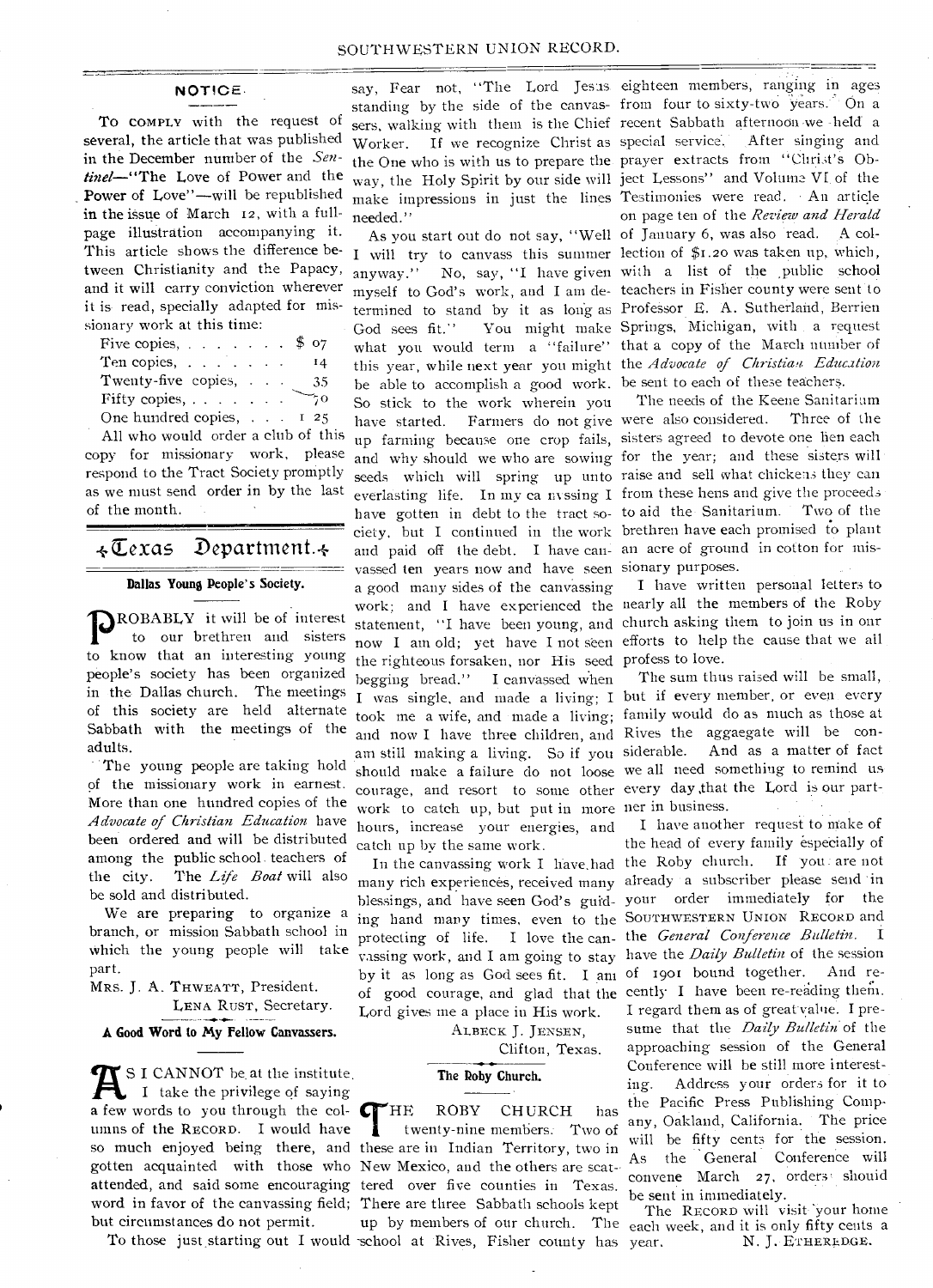## NOTICE.

To comply with the request of several, the article that was published in the December number of the *Sentinel*—"The Love of Power and the Power of Love"—will be republished in the issue of March 12, with a full-page illustration accompanying it. This article shows the difference between Christianity and the Papacy, and it will carry conviction wherever it is read, specially adapted for missionary work at this time:

| | |
|---|---|
| Five copies, | $ 07 |
| Ten copies, | 14 |
| Twenty-five copies, | 35 |
| Fifty copies, | 70 |
| One hundred copies, | 1 25 |

All who would order a club of this copy for missionary work, please respond to the Tract Society promptly as we must send order in by the last of the month.

# Texas Department.

### Dallas Young People's Society.

Probably it will be of interest to our brethren and sisters to know that an interesting young people's society has been organized in the Dallas church. The meetings of this society are held alternate Sabbath with the meetings of the adults.

The young people are taking hold of the missionary work in earnest. More than one hundred copies of the *Advocate of Christian Education* have been ordered and will be distributed among the public school teachers of the city. The *Life Boat* will also be sold and distributed.

We are preparing to organize a branch, or mission Sabbath school in which the young people will take part.

Mrs. J. A. Thweatt, President.
Lena Rust, Secretary.

### A Good Word to My Fellow Canvassers.

As I cannot be at the institute, I take the privilege of saying a few words to you through the columns of the Record. I would have so much enjoyed being there, and gotten acquainted with those who attended, and said some encouraging word in favor of the canvassing field; but circumstances do not permit.

To those just starting out I would say, Fear not, "The Lord Jesus standing by the side of the canvassers, walking with them is the Chief Worker. If we recognize Christ as the One who is with us to prepare the way, the Holy Spirit by our side will make impressions in just the lines needed."

As you start out do not say, "Well I will try to canvass this summer anyway." No, say, "I have given myself to God's work, and I am determined to stand by it as long as God sees fit." You might make what you would term a "failure" this year, while next year you might be able to accomplish a good work. So stick to the work wherein you have started. Farmers do not give up farming because one crop fails, and why should we who are sowing seeds which will spring up unto everlasting life. In my canvassing I have gotten in debt to the tract society, but I continued in the work and paid off the debt. I have canvassed ten years now and have seen a good many sides of the canvassing work; and I have experienced the statement, "I have been young, and now I am old; yet have I not seen the righteous forsaken, nor His seed begging bread." I canvassed when I was single, and made a living; I took me a wife, and made a living; and now I have three children, and am still making a living. So if you should make a failure do not loose courage, and resort to some other work to catch up, but put in more hours, increase your energies, and catch up by the same work.

In the canvassing work I have had many rich experiences, received many blessings, and have seen God's guiding hand many times, even to the protecting of life. I love the canvassing work, and I am going to stay by it as long as God sees fit. I am of good courage, and glad that the Lord gives me a place in His work.

Albeck J. Jensen,
Clifton, Texas.

### The Roby Church.

The Roby church has twenty-nine members. Two of these are in Indian Territory, two in New Mexico, and the others are scattered over five counties in Texas. There are three Sabbath schools kept up by members of our church. The school at Rives, Fisher county has eighteen members, ranging in ages from four to sixty-two years. On a recent Sabbath afternoon we held a special service. After singing and prayer extracts from "Christ's Object Lessons" and Volume VI of the Testimonies were read. An article on page ten of the *Review and Herald* of January 6, was also read. A collection of $1.20 was taken up, which, with a list of the public school teachers in Fisher county were sent to Professor E. A. Sutherland, Berrien Springs, Michigan, with a request that a copy of the March number of the *Advocate of Christian Education* be sent to each of these teachers.

The needs of the Keene Sanitarium were also considered. Three of the sisters agreed to devote one hen each for the year; and these sisters will raise and sell what chickens they can from these hens and give the proceeds to aid the Sanitarium. Two of the brethren have each promised to plant an acre of ground in cotton for missionary purposes.

I have written personal letters to nearly all the members of the Roby church asking them to join us in our efforts to help the cause that we all profess to love.

The sum thus raised will be small, but if every member, or even every family would do as much as those at Rives the aggaegate will be considerable. And as a matter of fact we all need something to remind us every day that the Lord is our partner in business.

I have another request to make of the head of every family especially of the Roby church. If you are not already a subscriber please send in your order immediately for the Southwestern Union Record and the *General Conference Bulletin*. I have the *Daily Bulletin* of the session of 1901 bound together. And recently I have been re-reading them. I regard them as of great value. I presume that the *Daily Bulletin* of the approaching session of the General Conference will be still more interesting. Address your orders for it to the Pacific Press Publishing Company, Oakland, California. The price will be fifty cents for the session. As the General Conference will convene March 27, orders should be sent in immediately.

The Record will visit your home each week, and it is only fifty cents a year.

N. J. Etheredge.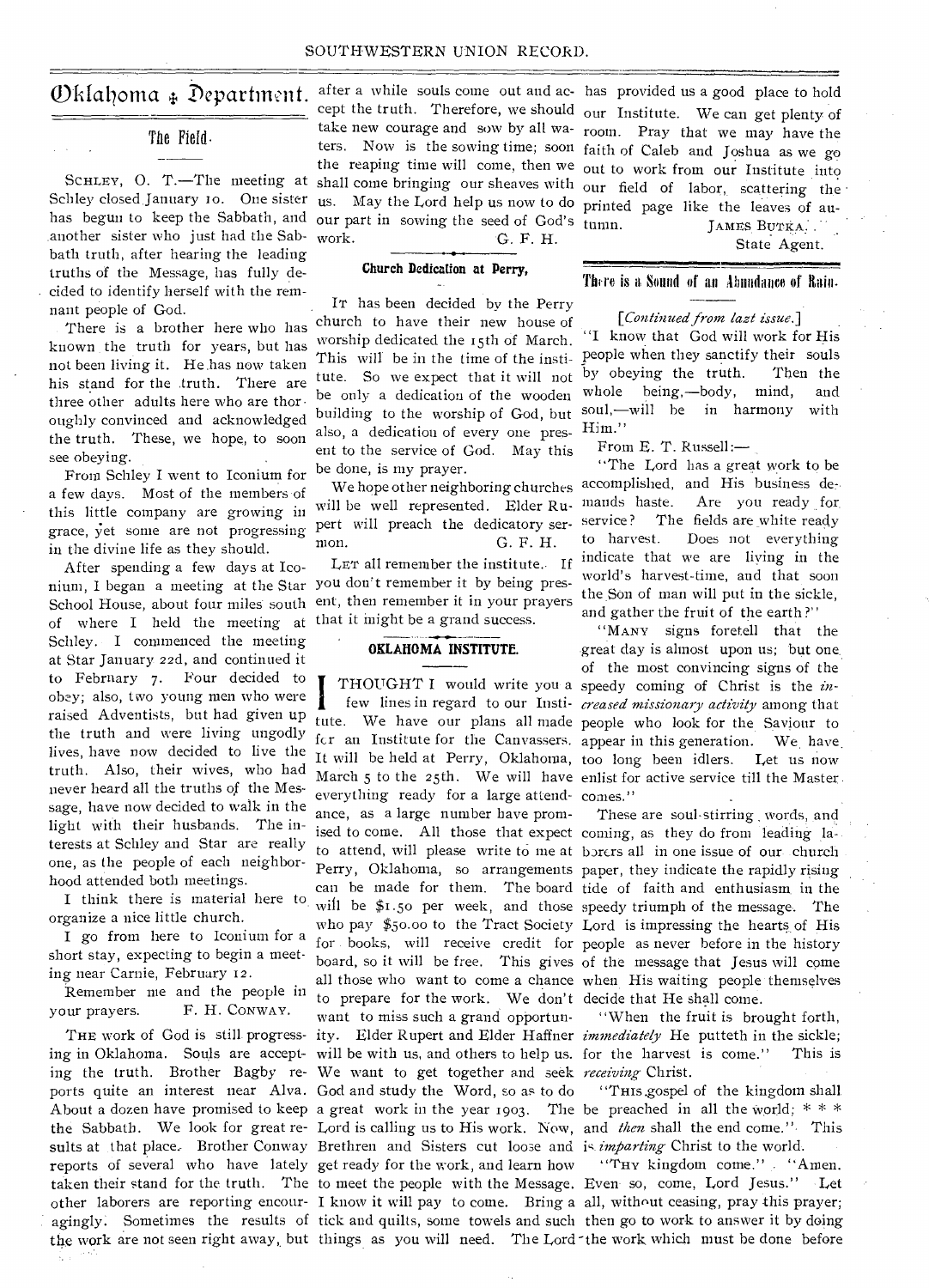# Oklahoma Department.

## The Field.

SCHLEY, O. T.—The meeting at Schley closed January 10. One sister has begun to keep the Sabbath, and another sister who just had the Sabbath truth, after hearing the leading truths of the Message, has fully decided to identify herself with the remnant people of God.

There is a brother here who has known the truth for years, but has not been living it. He has now taken his stand for the truth. There are three other adults here who are thoroughly convinced and acknowledged the truth. These, we hope, to soon see obeying.

From Schley I went to Iconium for a few days. Most of the members of this little company are growing in grace, yet some are not progressing in the divine life as they should.

After spending a few days at Iconium, I began a meeting at the Star School House, about four miles south of where I held the meeting at Schley. I commenced the meeting at Star January 22d, and continued it to February 7. Four decided to obey; also, two young men who were raised Adventists, but had given up the truth and were living ungodly lives, have now decided to live the truth. Also, their wives, who had never heard all the truths of the Message, have now decided to walk in the light with their husbands. The interests at Schley and Star are really one, as the people of each neighborhood attended both meetings.

I think there is material here to organize a nice little church.

I go from here to Iconium for a short stay, expecting to begin a meeting near Carnie, February 12.

Remember me and the people in your prayers. F. H. CONWAY.

THE work of God is still progressing in Oklahoma. Souls are accepting the truth. Brother Bagby reports quite an interest near Alva. About a dozen have promised to keep the Sabbath. We look for great results at that place. Brother Conway reports of several who have lately taken their stand for the truth. The other laborers are reporting encouragingly. Sometimes the results of the work are not seen right away, but after a while souls come out and accept the truth. Therefore, we should take new courage and sow by all waters. Now is the sowing time; soon the reaping time will come, then we shall come bringing our sheaves with us. May the Lord help us now to do our part in sowing the seed of God's work. G. F. H.

## Church Dedication at Perry.

IT has been decided by the Perry church to have their new house of worship dedicated the 15th of March. This will be in the time of the institute. So we expect that it will not be only a dedication of the wooden building to the worship of God, but also, a dedication of every one present to the service of God. May this be done, is my prayer.

We hope other neighboring churches will be well represented. Elder Rupert will preach the dedicatory sermon. G. F. H.

LET all remember the institute. If you don't remember it by being present, then remember it in your prayers that it might be a grand success.

## OKLAHOMA INSTITUTE.

I THOUGHT I would write you a few lines in regard to our Institute. We have our plans all made for an Institute for the Canvassers. It will be held at Perry, Oklahoma, March 5 to the 25th. We will have everything ready for a large attendance, as a large number have promised to come. All those that expect to attend, will please write to me at Perry, Oklahoma, so arrangements can be made for them. The board will be $1.50 per week, and those who pay $50.00 to the Tract Society for books, will receive credit for board, so it will be free. This gives all those who want to come a chance to prepare for the work. We don't want to miss such a grand opportunity. Elder Rupert and Elder Haffner will be with us, and others to help us. We want to get together and seek God and study the Word, so as to do a great work in the year 1903. The Lord is calling us to His work. Now, Brethren and Sisters cut loose and get ready for the work, and learn how to meet the people with the Message. I know it will pay to come. Bring a tick and quilts, some towels and such things as you will need. The Lord has provided us a good place to hold our Institute. We can get plenty of room. Pray that we may have the faith of Caleb and Joshua as we go out to work from our Institute into our field of labor, scattering the printed page like the leaves of autumn. JAMES BUTKA,
State Agent.

## There is a Sound of an Abundance of Rain.

*[Continued from lazt issue.]*

"I know that God will work for His people when they sanctify their souls by obeying the truth. Then the whole being,—body, mind, and soul,—will be in harmony with Him."

From E. T. Russell:—

"The Lord has a great work to be accomplished, and His business demands haste. Are you ready for service? The fields are white ready to harvest. Does not everything indicate that we are living in the world's harvest-time, and that soon the Son of man will put in the sickle, and gather the fruit of the earth?"

"MANY signs foretell that the great day is almost upon us; but one of the most convincing signs of the speedy coming of Christ is the *increased missionary activity* among that people who look for the Saviour to appear in this generation. We have too long been idlers. Let us now enlist for active service till the Master comes."

These are soul-stirring words, and coming, as they do from leading laborers all in one issue of our church paper, they indicate the rapidly rising tide of faith and enthusiasm in the speedy triumph of the message. The Lord is impressing the hearts of His people as never before in the history of the message that Jesus will come when His waiting people themselves decide that He shall come.

"When the fruit is brought forth, *immediately* He putteth in the sickle; for the harvest is come." This is *receiving* Christ.

"THIS gospel of the kingdom shall be preached in all the world; * * * and *then* shall the end come." This is *imparting* Christ to the world.

"THY kingdom come." "Amen. Even so, come, Lord Jesus." Let all, without ceasing, pray this prayer; then go to work to answer it by doing the work which must be done before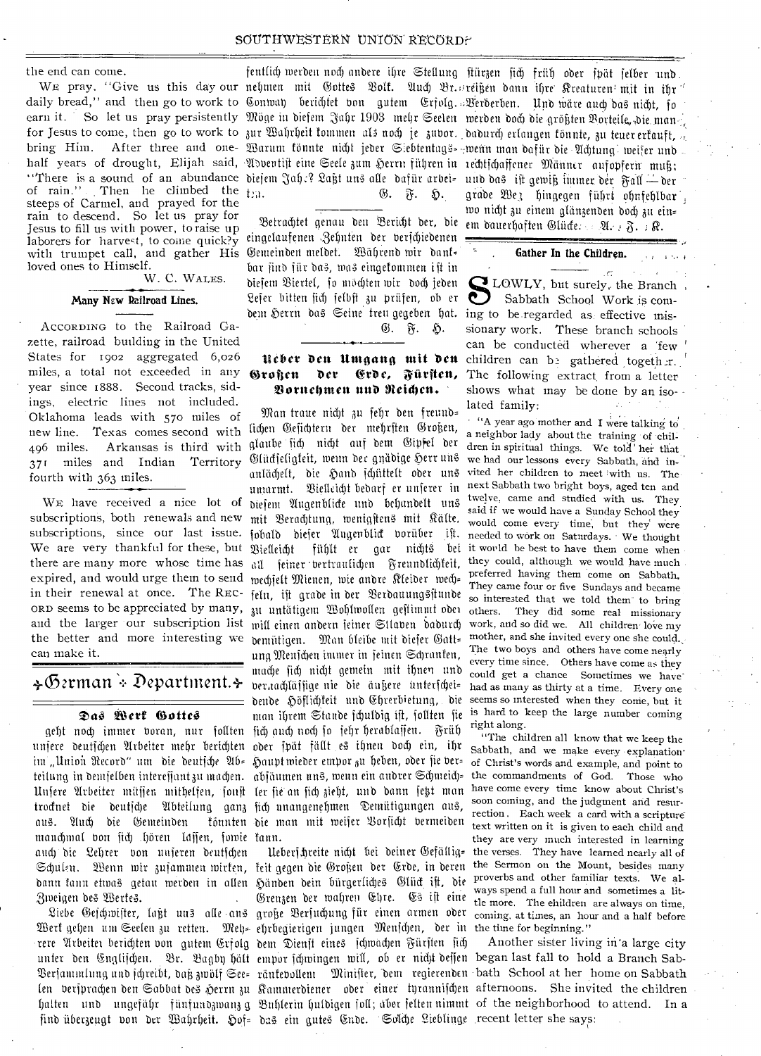the end can come.

WE pray. "Give us this day our daily bread," and then go to work to earn it. So let us pray persistently for Jesus to come, then go to work to bring Him. After three and one-half years of drought, Elijah said, "There is a sound of an abundance of rain." Then he climbed the steeps of Carmel, and prayed for the rain to descend. So let us pray for Jesus to fill us with power, to raise up laborers for harvest, to come quickly with trumpet call, and gather His loved ones to Himself.

W. C. WALES.

## Many New Railroad Lines.

ACCORDING to the Railroad Gazette, railroad building in the United States for 1902 aggregated 6,026 miles, a total not exceeded in any year since 1888. Second tracks, sidings, electric lines not included. Oklahoma leads with 570 miles of new line. Texas comes second with 496 miles. Arkansas is third with 371 miles and Indian Territory fourth with 363 miles.

WE have received a nice lot of subscriptions, both renewals and new subscriptions, since our last issue. We are very thankful for these, but there are many more whose time has expired, and would urge them to send in their renewal at once. The RECORD seems to be appreciated by many, and the larger our subscription list the better and more interesting we can make it.

# German Department.

## Das Werk Gottes

geht noch immer voran, nur sollten unsere deutschen Arbeiter mehr berichten im „Union Record" um die deutsche Abteilung in demselben interessant zu machen. Unsere Arbeiter müssen mithelfen, sonst trocknet die deutsche Abteilung ganz aus. Auch die Gemeinden könnten manchmal von sich hören lassen, sowie auch die Lehrer von unseren deutschen Schulen. Wenn wir zusammen wirken, dann kann etwas getan werden in allen Zweigen des Werkes.

Liebe Geschwister, laßt uns alle ans Werk gehen um Seelen zu retten. Mehrere Arbeiter berichten von gutem Erfolg unter den Englischen. Br. Bagby hält Versammlung und schreibt, daß zwölf Seelen versprachen den Sabbat des Herrn zu halten und ungefähr fünfundzwanzig sind überzeugt von der Wahrheit. Hoffentlich werden noch andere ihre Stellung nehmen mit Gottes Volk. Auch Br. Conway berichtet von gutem Erfolg. Möge in diesem Jahr 1903 mehr Seelen zur Wahrheit kommen als noch je zuvor. Warum könnte nicht jeder Siebentags-Adventist eine Seele zum Herrn führen in diesem Jahr? Laßt uns alle dafür arbeiten.

G. F. H.

Betrachtet genau den Bericht der, die eingelaufenen Zehnten der verschiedenen Gemeinden meldet. Während wir dankbar sind für das, was eingekommen ist in diesem Viertel, so möchten wir doch jeden Leser bitten sich selbst zu prüfen, ob er dem Herrn das Seine treu gegeben hat.

G. F. H.

## Ueber den Umgang mit den Großen der Erde, Fürsten, Vornehmen und Reichen.

Man traue nicht zu sehr den freundlichen Gesichtern der mehrsten Großen, glaube sich nicht auf dem Gipfel der Glückseligkeit, wenn der gnädige Herr uns anlächelt, die Hand schüttelt oder uns umarmt. Vielleicht bedarf er unserer in diesem Augenblicke und behandelt uns mit Verachtung, wenigstens mit Kälte, sobald dieser Augenblick vorüber ist. Vielleicht fühlt er gar nichts bei all seiner vertraulichen Freundlichkeit, wechselt Mienen, wie andre Kleider wechseln, ist grade in der Verdauungsstunde zu untätigem Wohlwollen gestimmt oder will einen andern seiner Sklaven dadurch demütigen. Man bleibe mit dieser Gattung Menschen immer in seinen Schranken, mache sich nicht gemein mit ihnen und vernachlässige nie die äußere unterscheidende Höflichkeit und Ehrerbietung, die man ihrem Stande schuldig ist, sollten sie sich auch noch so sehr herablassen. Früh oder spät fällt es ihnen doch ein, ihr Haupt wieder empor zu heben, oder sie verabsäumen uns, wenn ein andrer Schmeichler sie an sich zieht, und dann setzt man sich unangenehmen Demütigungen aus, die man mit weiser Vorsicht vermeiden kann.

Ueberschreite nicht bei deiner Gefälligkeit gegen die Großen der Erde, in deren Händen dein bürgerliches Glück ist, die Grenzen der wahren Ehre. Es ist eine große Versuchung für einen armen oder ehrbegierigen jungen Menschen, der in dem Dienst eines schwachen Fürsten sich empor schwingen will, ob er nicht dessen ränkevollem Minister, dem regierenden Kammerdiener oder einer tyrannischen Buhlerin huldigen soll; aber selten nimmt das ein gutes Ende. Solche Lieblinge stürzen sich früh oder spät selber und reißen dann ihre Kreaturen mit in ihr Verderben. Und wäre auch das nicht, so werden doch die größten Vorteile, die man dadurch erlangen könnte, zu teuer erkauft, wenn man dafür die Achtung weiser und rechtschaffener Männer aufopfern muß; und das ist gewiß immer der Fall — der grade Weg hingegen führt ohnfehlbar, wo nicht zu einem glänzenden doch zu einem dauerhaften Glücke.

A. F. K.

## Gather In the Children.

SLOWLY, but surely, the Branch Sabbath School Work is coming to be regarded as effective missionary work. These branch schools can be conducted wherever a few children can be gathered together. The following extract from a letter shows what may be done by an isolated family:

"A year ago mother and I were talking to a neighbor lady about the training of children in spiritual things. We told her that we had our lessons every Sabbath, and invited her children to meet with us. The next Sabbath two bright boys, aged ten and twelve, came and studied with us. They said if we would have a Sunday School they would come every time, but they were needed to work on Saturdays. We thought it would be best to have them come when they could, although we would have much preferred having them come on Sabbath. They came four or five Sundays and became so interested that we told them to bring others. They did some real missionary work, and so did we. All children love my mother, and she invited every one she could. The two boys and others have come nearly every time since. Others have come as they could get a chance Sometimes we have had as many as thirty at a time. Every one seems so interested when they come, but it is hard to keep the large number coming right along.

"The children all know that we keep the Sabbath, and we make every explanation of Christ's words and example, and point to the commandments of God. Those who have come every time know about Christ's soon coming, and the judgment and resurrection. Each week a card with a scripture text written on it is given to each child and they are very much interested in learning the verses. They have learned nearly all of the Sermon on the Mount, besides many proverbs and other familiar texts. We always spend a full hour and sometimes a little more. The children are always on time, coming, at times, an hour and a half before the time for beginning."

Another sister living in a large city began last fall to hold a Branch Sabbath School at her home on Sabbath afternoons. She invited the children of the neighborhood to attend. In a recent letter she says: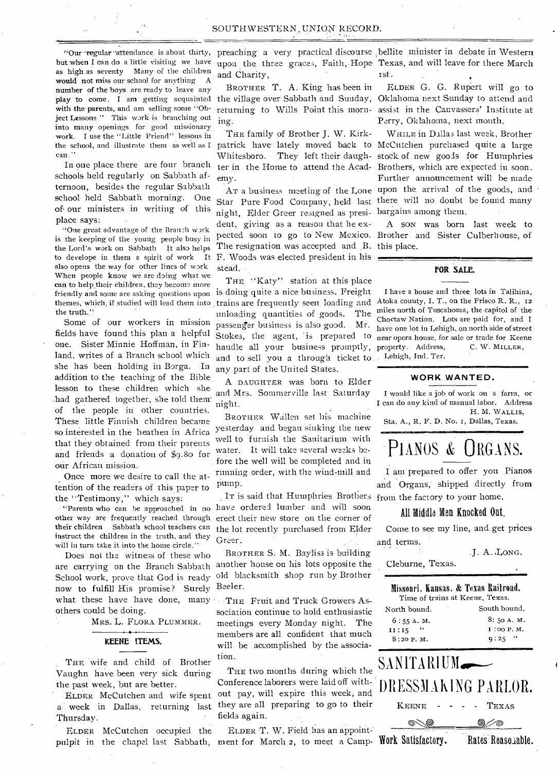"Our regular attendance is about thirty, but when I can do a little visiting we have as high as seventy. Many of the children would not miss our school for anything. A number of the boys are ready to leave any play to come. I am getting acquainted with the parents, and am selling some "Object Lessons." This work is branching out into many openings for good missionary work. I use the "Little Friend" lessons in the school, and illustrate them as well as I can."

In one place there are four branch schools held regularly on Sabbath afternoon, besides the regular Sabbath school held Sabbath morning. One of our ministers in writing of this place says:

"One great advantage of the Branch work is the keeping of the young people busy in the Lord's work on Sabbath. It also helps to develope in them a spirit of work. It also opens the way for other lines of work. When people know we are doing what we can to help their children, they become more friendly and some are asking questions upon themes, which, if studied will lead them into the truth."

Some of our workers in mission fields have found this plan a helpful one. Sister Minnie Hoffman, in Finland, writes of a Branch school which she has been holding in Borga. In addition to the teaching of the Bible lesson to these children which she had gathered together, she told them of the people in other countries. These little Finnish children became so interested in the heathen in Africa that they obtained from their parents and friends a donation of $9.80 for our African mission.

Once more we desire to call the attention of the readers of this paper to the "Testimony," which says:

"Parents who can be approached in no other way are frequently reached through their children. Sabbath school teachers can instruct the children in the truth, and they will in turn take it into the home circle."

Does not the witness of these who are carrying on the Branch Sabbath School work, prove that God is ready now to fulfill His promise? Surely what these have have done, many others could be doing.

MRS. L. FLORA PLUMMER.

## KEENE ITEMS.

THE wife and child of Brother Vaughn have been very sick during the past week, but are better.

ELDER McCutchen and wife spent a week in Dallas, returning last Thursday.

ELDER McCutchen occupied the pulpit in the chapel last Sabbath, preaching a very practical discourse upon the three graces, Faith, Hope and Charity,

BROTHER T. A. King has been in the village over Sabbath and Sunday, returning to Wills Point this morning.

THE family of Brother J. W. Kirkpatrick have lately moved back to Whitesboro. They left their daughter in the Home to attend the Academy.

AT a business meeting of the Lone Star Pure Food Company, held last night, Elder Greer resigned as president, giving as a reason that he expected soon to go to New Mexico. The resignation was accepted and B. F. Woods was elected president in his stead.

THE "Katy" station at this place is doing quite a nice business. Freight trains are frequently seen loading and unloading quantities of goods. The passenger business is also good. Mr. Stokes, the agent, is prepared to handle all your business promptly, and to sell you a through ticket to any part of the United States.

A DAUGHTER was born to Elder and Mrs. Sommerville last Saturday night.

BROTHER Wallen set his machine yesterday and began sinking the new well to furnish the Sanitarium with water. It will take several weeks before the well will be completed and in running order, with the wind-mill and pump.

IT is said that Humphries Brothers have ordered lumber and will soon erect their new store on the corner of the lot recently purchased from Elder Greer.

BROTHER S. M. Bayliss is building another house on his lots opposite the old blacksmith shop run by Brother Beeler.

THE Fruit and Truck Growers Association continue to hold enthusiastic meetings every Monday night. The members are all confident that much will be accomplished by the association.

THE two months during which the Conference laborers were laid off without pay, will expire this week, and they are all preparing to go to their fields again.

ELDER T. W. Field has an appointment for March 2, to meet a Campbellite minister in debate in Western Texas, and will leave for there March 1st.

ELDER G. G. Rupert will go to Oklahoma next Sunday to attend and assist in the Canvassers' Institute at Perry, Oklahoma, next month.

WHILE in Dallas last week, Brother McCutchen purchased quite a large stock of new goods for Humphries Brothers, which are expected in soon. Further announcement will be made upon the arrival of the goods, and there will no doubt be found many bargains among them.

A SON was born last week to Brother and Sister Culberhouse, of this place.

## FOR SALE.

I have a house and three lots in Talihina, Atoka county, I. T., on the Frisco R. R., 12 miles north of Tuscahoma, the capitol of the Choctaw Nation. Lots are paid for, and I have one lot in Lehigh, on north side of street near opera house, for sale or trade for Keene property. Address, C. W. MILLER, Lehigh, Ind. Ter.

## WORK WANTED.

I would like a job of work on a farm, or I can do any kind of manual labor. Address H. M. WALLIS, Sta. A., R. F. D. No. 1, Dallas, Texas.

# PIANOS & ORGANS.

I am prepared to offer you Pianos and Organs, shipped directly from from the factory to your home.

**All Middle Men Knocked Out.**

Come to see my line, and get prices and terms.

J. A. LONG.

Cleburne, Texas.

**Missouri, Kansas, & Texas Railroad.**

Time of trains at Keene, Texas.

| North bound. | South bound. |
|---|---|
| 6:55 A. M. | 8:50 A. M. |
| 11:15 " | 1:00 P. M. |
| 8:20 P. M. | 9:25 " |

# SANITARIUM DRESSMAKING PARLOR.

KEENE - - - - TEXAS

**Work Satisfactory. Rates Reasonable.**